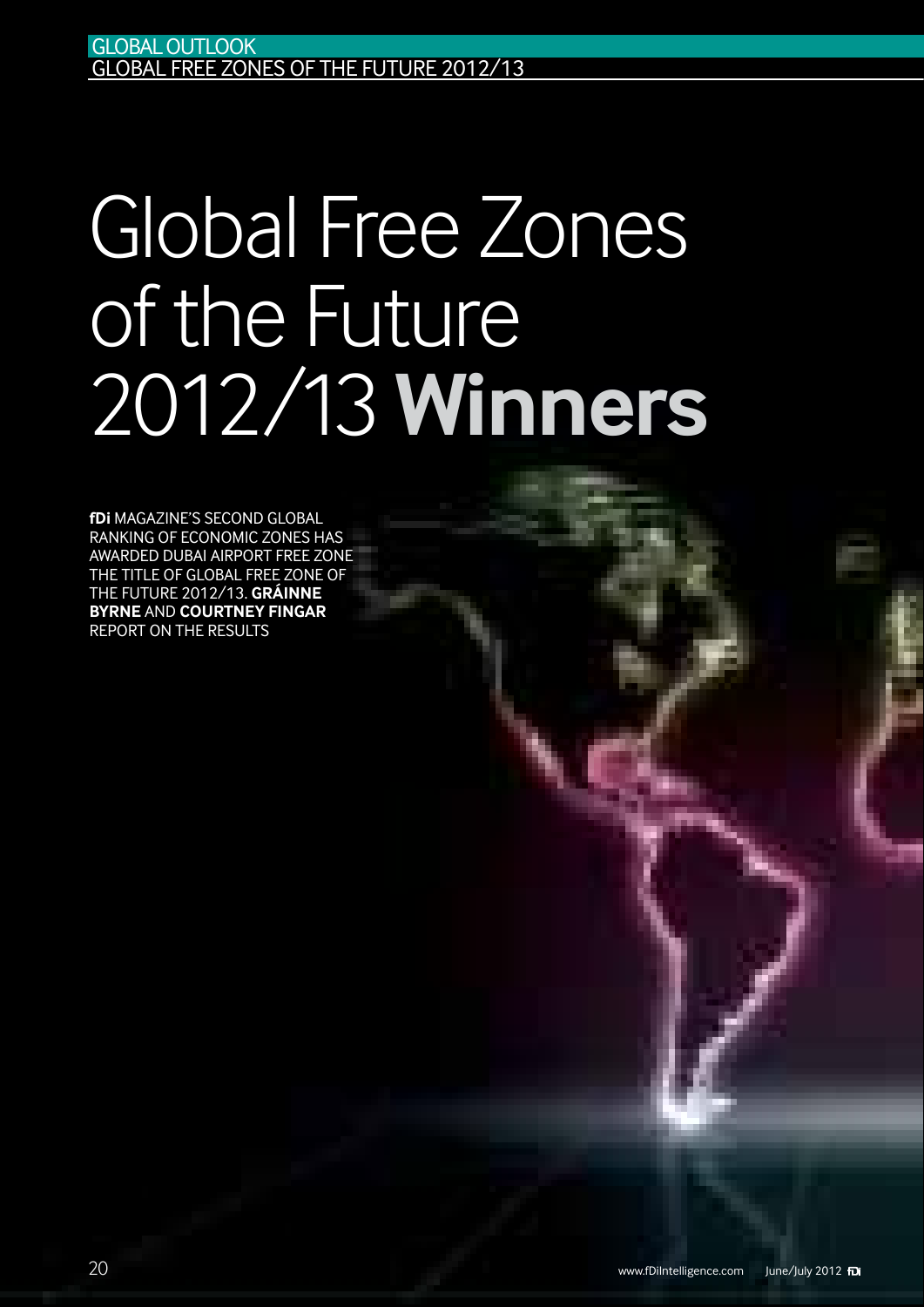# Global Free Zones of the Future 2012/13 **Winners**

**fDi** MAGAZINE'S SECOND GLOBAL RANKING OF ECONOMIC ZONES HAS AWARDED DUBAI AIRPORT FREE ZONE THE TITLE OF GLOBAL FREE ZONE OF THE FUTURE 2012/13. **GRÁINNE BYRNE** AND **COURTNEY FINGAR** REPORT ON THE RESULTS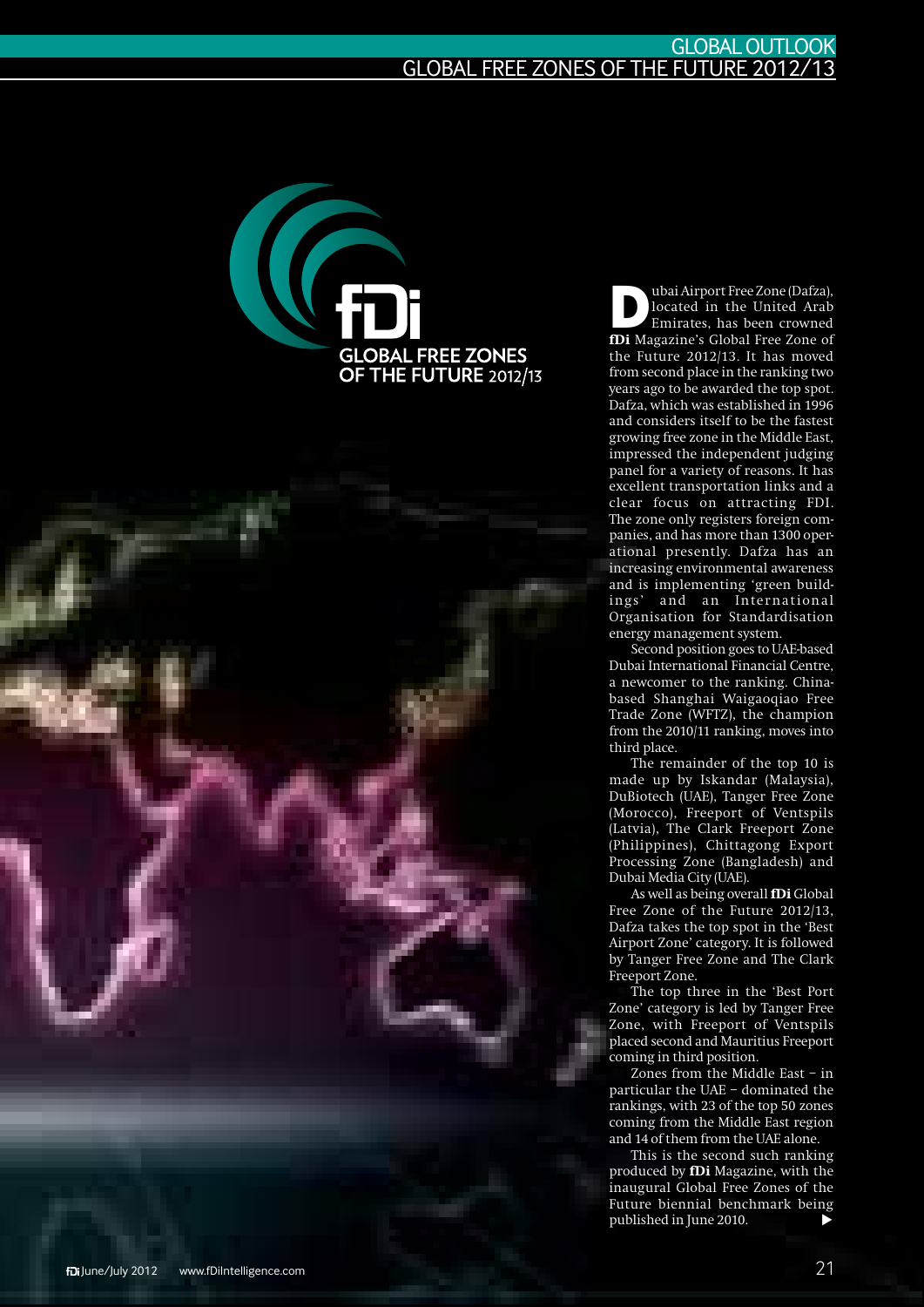# fDi GLOBAL FREE ZONES OF THE FUTURE 2012/13

Dubai Airport Free Zone (Dafza), located in the United Arab Emirates, has been crowned **fDi** Magazine's Global Free Zone of the Future 2012/13. It has moved from second place in the ranking two years ago to be awarded the top spot. Dafza, which was established in 1996 and considers itself to be the fastest growing free zone in the Middle East, impressed the independent judging panel for a variety of reasons. It has excellent transportation links and a clear focus on attracting FDI. The zone only registers foreign companies, and has more than 1300 operational presently. Dafza has an increasing environmental awareness and is implementing 'green buildings' and an International Organisation for Standardisation energy management system.

Second position goes to UAE-based Dubai International Financial Centre, a newcomer to the ranking. China-based Shanghai Waigaoqiao Free Trade Zone (WFTZ), the champion from the 2010/11 ranking, moves into third place.

The remainder of the top 10 is made up by Iskandar (Malaysia), DuBiotech (UAE), Tanger Free Zone (Morocco), Freeport of Ventspils (Latvia), The Clark Freeport Zone (Philippines), Chittagong Export Processing Zone (Bangladesh) and Dubai Media City (UAE).

As well as being overall **fDi** Global Free Zone of the Future 2012/13, Dafza takes the top spot in the 'Best Airport Zone' category. It is followed by Tanger Free Zone and The Clark Freeport Zone.

The top three in the 'Best Port Zone' category is led by Tanger Free Zone, with Freeport of Ventspils placed second and Mauritius Freeport coming in third position.

Zones from the Middle East – in particular the UAE – dominated the rankings, with 23 of the top 50 zones coming from the Middle East region and 14 of them from the UAE alone.

This is the second such ranking produced by **fDi** Magazine, with the inaugural Global Free Zones of the Future biennial benchmark being published in June 2010. ▶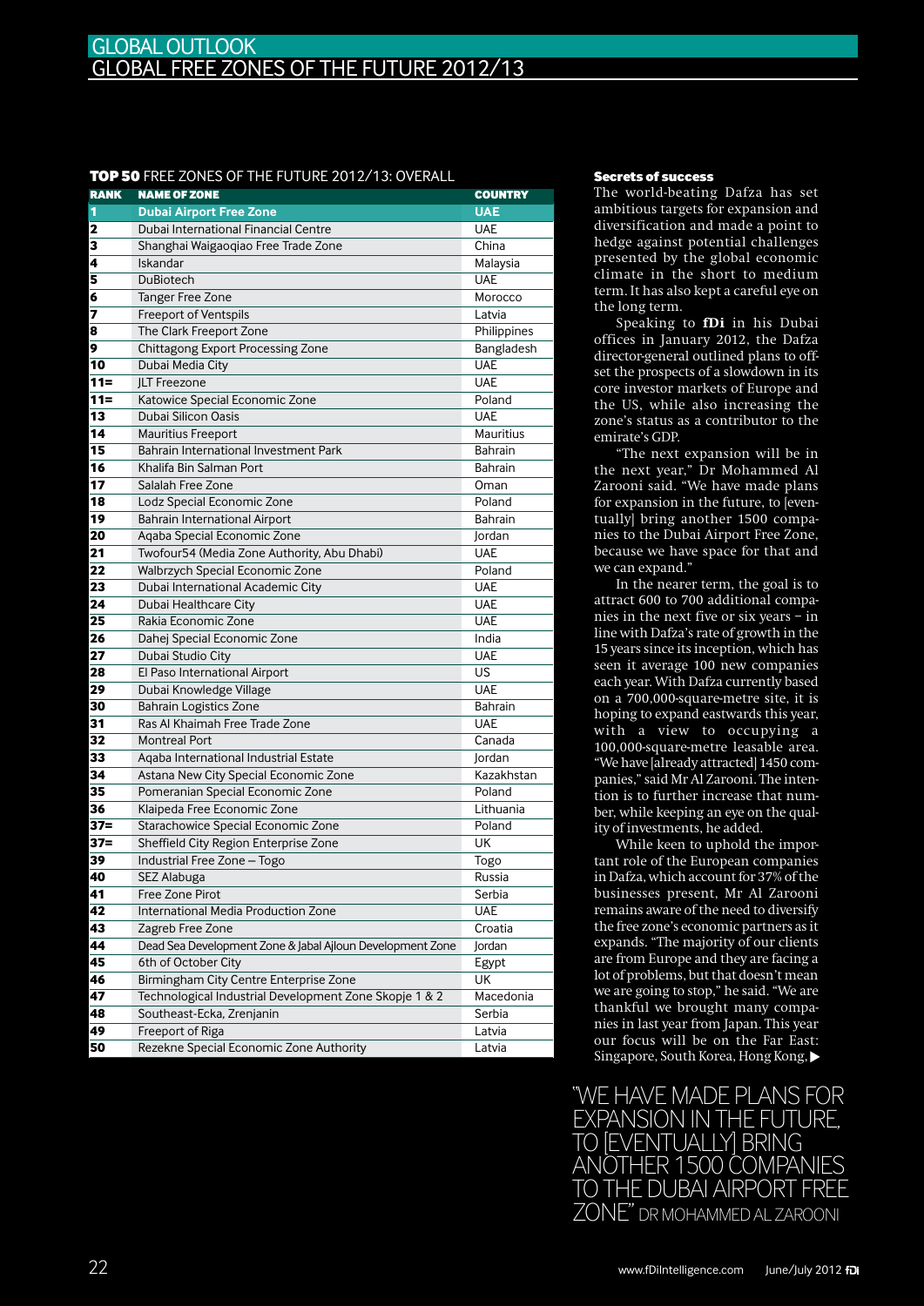# GLOBAL OUTLOOK
## GLOBAL FREE ZONES OF THE FUTURE 2012/13

**TOP 50** FREE ZONES OF THE FUTURE 2012/13: OVERALL

| RANK | NAME OF ZONE | COUNTRY |
|---|---|---|
| 1 | **Dubai Airport Free Zone** | **UAE** |
| 2 | Dubai International Financial Centre | UAE |
| 3 | Shanghai Waigaoqiao Free Trade Zone | China |
| 4 | Iskandar | Malaysia |
| 5 | DuBiotech | UAE |
| 6 | Tanger Free Zone | Morocco |
| 7 | Freeport of Ventspils | Latvia |
| 8 | The Clark Freeport Zone | Philippines |
| 9 | Chittagong Export Processing Zone | Bangladesh |
| 10 | Dubai Media City | UAE |
| 11= | JLT Freezone | UAE |
| 11= | Katowice Special Economic Zone | Poland |
| 13 | Dubai Silicon Oasis | UAE |
| 14 | Mauritius Freeport | Mauritius |
| 15 | Bahrain International Investment Park | Bahrain |
| 16 | Khalifa Bin Salman Port | Bahrain |
| 17 | Salalah Free Zone | Oman |
| 18 | Lodz Special Economic Zone | Poland |
| 19 | Bahrain International Airport | Bahrain |
| 20 | Aqaba Special Economic Zone | Jordan |
| 21 | Twofour54 (Media Zone Authority, Abu Dhabi) | UAE |
| 22 | Walbrzych Special Economic Zone | Poland |
| 23 | Dubai International Academic City | UAE |
| 24 | Dubai Healthcare City | UAE |
| 25 | Rakia Economic Zone | UAE |
| 26 | Dahej Special Economic Zone | India |
| 27 | Dubai Studio City | UAE |
| 28 | El Paso International Airport | US |
| 29 | Dubai Knowledge Village | UAE |
| 30 | Bahrain Logistics Zone | Bahrain |
| 31 | Ras Al Khaimah Free Trade Zone | UAE |
| 32 | Montreal Port | Canada |
| 33 | Aqaba International Industrial Estate | Jordan |
| 34 | Astana New City Special Economic Zone | Kazakhstan |
| 35 | Pomeranian Special Economic Zone | Poland |
| 36 | Klaipeda Free Economic Zone | Lithuania |
| 37= | Starachowice Special Economic Zone | Poland |
| 37= | Sheffield City Region Enterprise Zone | UK |
| 39 | Industrial Free Zone – Togo | Togo |
| 40 | SEZ Alabuga | Russia |
| 41 | Free Zone Pirot | Serbia |
| 42 | International Media Production Zone | UAE |
| 43 | Zagreb Free Zone | Croatia |
| 44 | Dead Sea Development Zone & Jabal Ajloun Development Zone | Jordan |
| 45 | 6th of October City | Egypt |
| 46 | Birmingham City Centre Enterprise Zone | UK |
| 47 | Technological Industrial Development Zone Skopje 1 & 2 | Macedonia |
| 48 | Southeast-Ecka, Zrenjanin | Serbia |
| 49 | Freeport of Riga | Latvia |
| 50 | Rezekne Special Economic Zone Authority | Latvia |

### Secrets of success

The world-beating Dafza has set ambitious targets for expansion and diversification and made a point to hedge against potential challenges presented by the global economic climate in the short to medium term. It has also kept a careful eye on the long term.

Speaking to **fDi** in his Dubai offices in January 2012, the Dafza director-general outlined plans to offset the prospects of a slowdown in its core investor markets of Europe and the US, while also increasing the zone's status as a contributor to the emirate's GDP.

"The next expansion will be in the next year," Dr Mohammed Al Zarooni said. "We have made plans for expansion in the future, to [eventually] bring another 1500 companies to the Dubai Airport Free Zone, because we have space for that and we can expand."

In the nearer term, the goal is to attract 600 to 700 additional companies in the next five or six years – in line with Dafza's rate of growth in the 15 years since its inception, which has seen it average 100 new companies each year. With Dafza currently based on a 700,000-square-metre site, it is hoping to expand eastwards this year, with a view to occupying a 100,000-square-metre leasable area. "We have [already attracted] 1450 companies," said Mr Al Zarooni. The intention is to further increase that number, while keeping an eye on the quality of investments, he added.

While keen to uphold the important role of the European companies in Dafza, which account for 37% of the businesses present, Mr Al Zarooni remains aware of the need to diversify the free zone's economic partners as it expands. "The majority of our clients are from Europe and they are facing a lot of problems, but that doesn't mean we are going to stop," he said. "We are thankful we brought many companies in last year from Japan. This year our focus will be on the Far East: Singapore, South Korea, Hong Kong, ▶

"WE HAVE MADE PLANS FOR EXPANSION IN THE FUTURE, TO [EVENTUALLY] BRING ANOTHER 1500 COMPANIES TO THE DUBAI AIRPORT FREE ZONE" DR MOHAMMED AL ZAROONI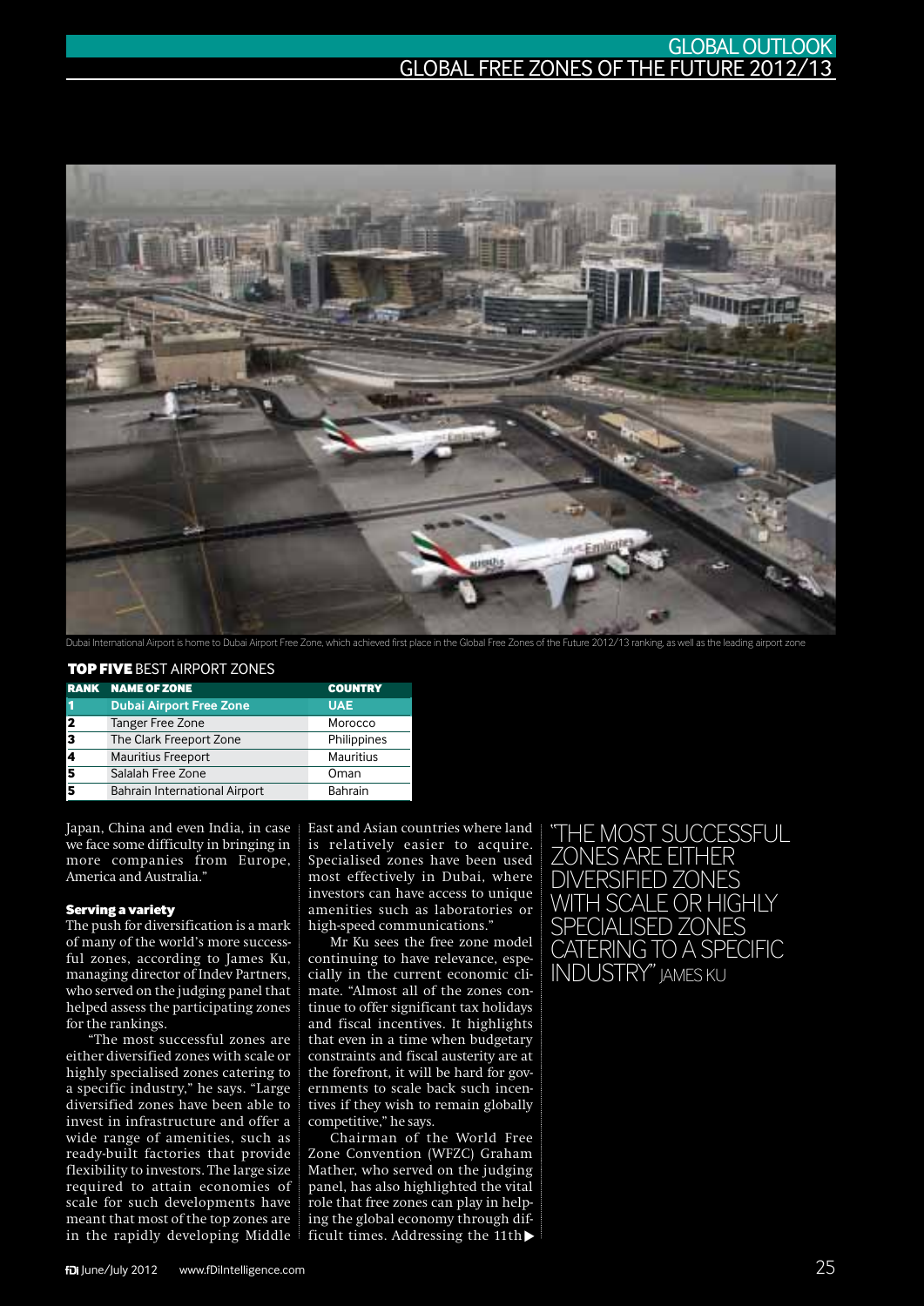Dubai International Airport is home to Dubai Airport Free Zone, which achieved first place in the Global Free Zones of the Future 2012/13 ranking, as well as the leading airport zone

**TOP FIVE** BEST AIRPORT ZONES

| RANK | NAME OF ZONE | COUNTRY |
|---|---|---|
| 1 | **Dubai Airport Free Zone** | **UAE** |
| 2 | Tanger Free Zone | Morocco |
| 3 | The Clark Freeport Zone | Philippines |
| 4 | Mauritius Freeport | Mauritius |
| 5 | Salalah Free Zone | Oman |
| 5 | Bahrain International Airport | Bahrain |

Japan, China and even India, in case we face some difficulty in bringing in more companies from Europe, America and Australia."

### Serving a variety

The push for diversification is a mark of many of the world's more successful zones, according to James Ku, managing director of Indev Partners, who served on the judging panel that helped assess the participating zones for the rankings.

"The most successful zones are either diversified zones with scale or highly specialised zones catering to a specific industry," he says. "Large diversified zones have been able to invest in infrastructure and offer a wide range of amenities, such as ready-built factories that provide flexibility to investors. The large size required to attain economies of scale for such developments have meant that most of the top zones are in the rapidly developing Middle East and Asian countries where land is relatively easier to acquire. Specialised zones have been used most effectively in Dubai, where investors can have access to unique amenities such as laboratories or high-speed communications."

Mr Ku sees the free zone model continuing to have relevance, especially in the current economic climate. "Almost all of the zones continue to offer significant tax holidays and fiscal incentives. It highlights that even in a time when budgetary constraints and fiscal austerity are at the forefront, it will be hard for governments to scale back such incentives if they wish to remain globally competitive," he says.

Chairman of the World Free Zone Convention (WFZC) Graham Mather, who served on the judging panel, has also highlighted the vital role that free zones can play in helping the global economy through difficult times. Addressing the 11th ▶

"THE MOST SUCCESSFUL ZONES ARE EITHER DIVERSIFIED ZONES WITH SCALE OR HIGHLY SPECIALISED ZONES CATERING TO A SPECIFIC INDUSTRY" JAMES KU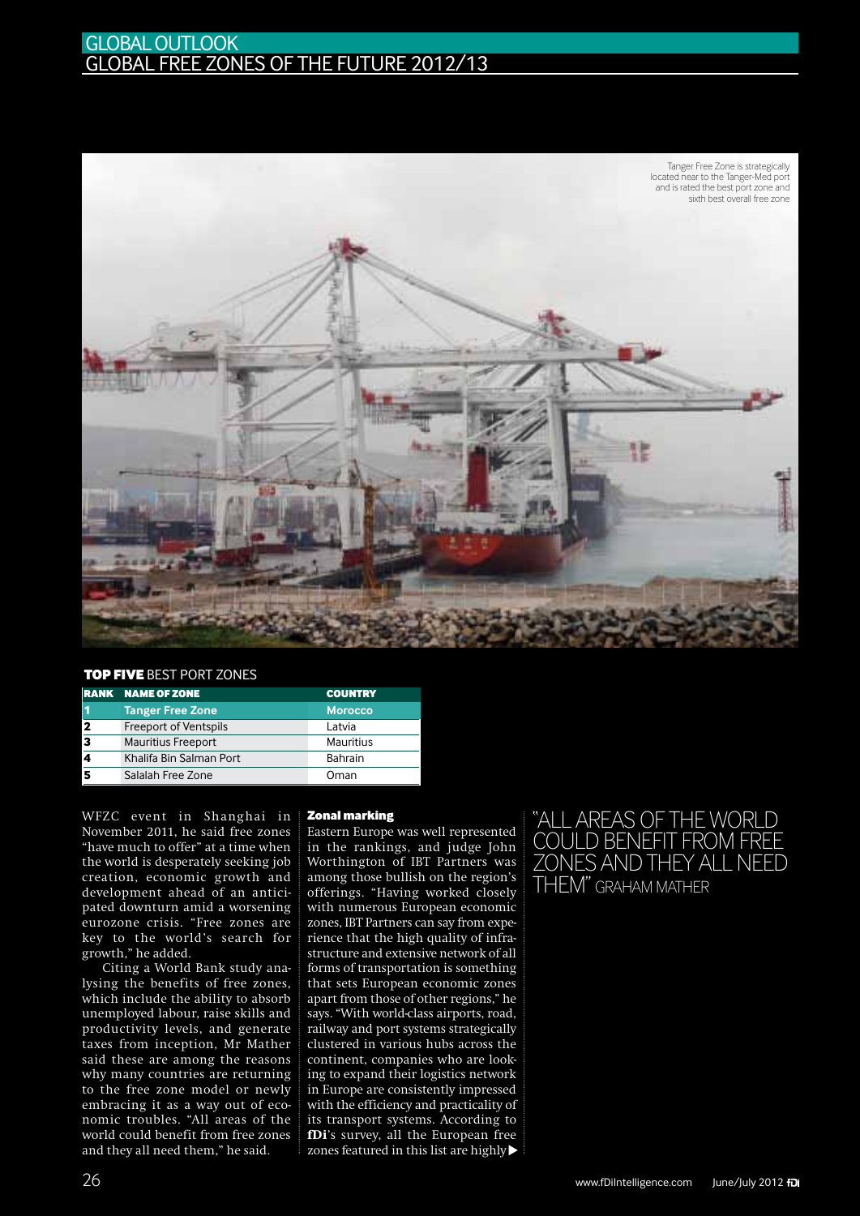Tanger Free Zone is strategically located near to the Tanger-Med port and is rated the best port zone and sixth best overall free zone

**TOP FIVE** BEST PORT ZONES

| RANK | NAME OF ZONE | COUNTRY |
|---|---|---|
| 1 | Tanger Free Zone | Morocco |
| 2 | Freeport of Ventspils | Latvia |
| 3 | Mauritius Freeport | Mauritius |
| 4 | Khalifa Bin Salman Port | Bahrain |
| 5 | Salalah Free Zone | Oman |

WFZC event in Shanghai in November 2011, he said free zones "have much to offer" at a time when the world is desperately seeking job creation, economic growth and development ahead of an anticipated downturn amid a worsening eurozone crisis. "Free zones are key to the world's search for growth," he added.

Citing a World Bank study analysing the benefits of free zones, which include the ability to absorb unemployed labour, raise skills and productivity levels, and generate taxes from inception, Mr Mather said these are among the reasons why many countries are returning to the free zone model or newly embracing it as a way out of economic troubles. "All areas of the world could benefit from free zones and they all need them," he said.

### Zonal marking

Eastern Europe was well represented in the rankings, and judge John Worthington of IBT Partners was among those bullish on the region's offerings. "Having worked closely with numerous European economic zones, IBT Partners can say from experience that the high quality of infrastructure and extensive network of all forms of transportation is something that sets European economic zones apart from those of other regions," he says. "With world-class airports, road, railway and port systems strategically clustered in various hubs across the continent, companies who are looking to expand their logistics network in Europe are consistently impressed with the efficiency and practicality of its transport systems. According to **fDi**'s survey, all the European free zones featured in this list are highly ▶

"ALL AREAS OF THE WORLD COULD BENEFIT FROM FREE ZONES AND THEY ALL NEED THEM" GRAHAM MATHER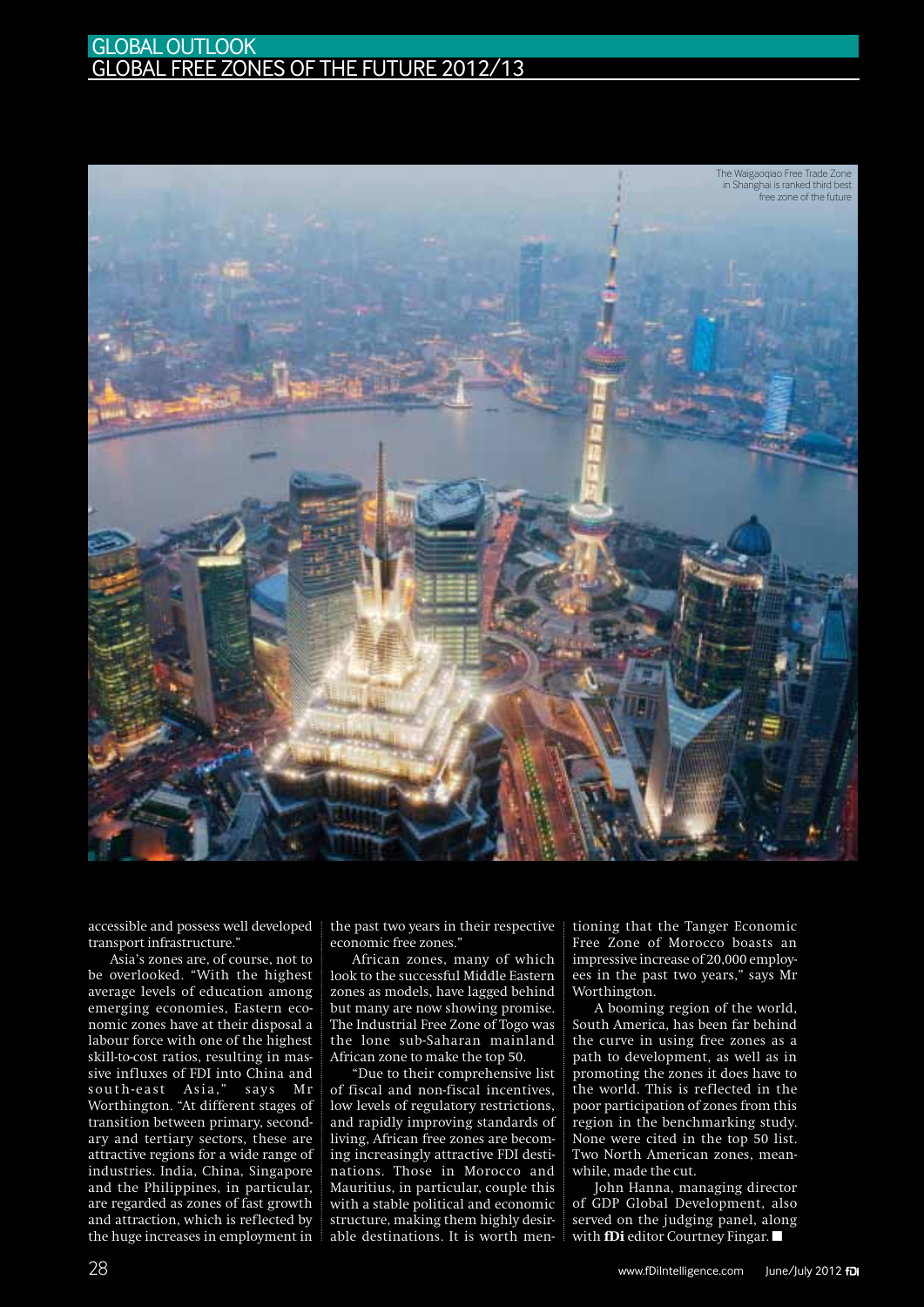The Waigaoqiao Free Trade Zone in Shanghai is ranked third best free zone of the future

accessible and possess well developed transport infrastructure."

Asia's zones are, of course, not to be overlooked. "With the highest average levels of education among emerging economies, Eastern economic zones have at their disposal a labour force with one of the highest skill-to-cost ratios, resulting in massive influxes of FDI into China and south-east Asia," says Mr Worthington. "At different stages of transition between primary, secondary and tertiary sectors, these are attractive regions for a wide range of industries. India, China, Singapore and the Philippines, in particular, are regarded as zones of fast growth and attraction, which is reflected by the huge increases in employment in the past two years in their respective economic free zones."

African zones, many of which look to the successful Middle Eastern zones as models, have lagged behind but many are now showing promise. The Industrial Free Zone of Togo was the lone sub-Saharan mainland African zone to make the top 50.

"Due to their comprehensive list of fiscal and non-fiscal incentives, low levels of regulatory restrictions, and rapidly improving standards of living, African free zones are becoming increasingly attractive FDI destinations. Those in Morocco and Mauritius, in particular, couple this with a stable political and economic structure, making them highly desirable destinations. It is worth mentioning that the Tanger Economic Free Zone of Morocco boasts an impressive increase of 20,000 employees in the past two years," says Mr Worthington.

A booming region of the world, South America, has been far behind the curve in using free zones as a path to development, as well as in promoting the zones it does have to the world. This is reflected in the poor participation of zones from this region in the benchmarking study. None were cited in the top 50 list. Two North American zones, meanwhile, made the cut.

John Hanna, managing director of GDP Global Development, also served on the judging panel, along with **fDi** editor Courtney Fingar. ■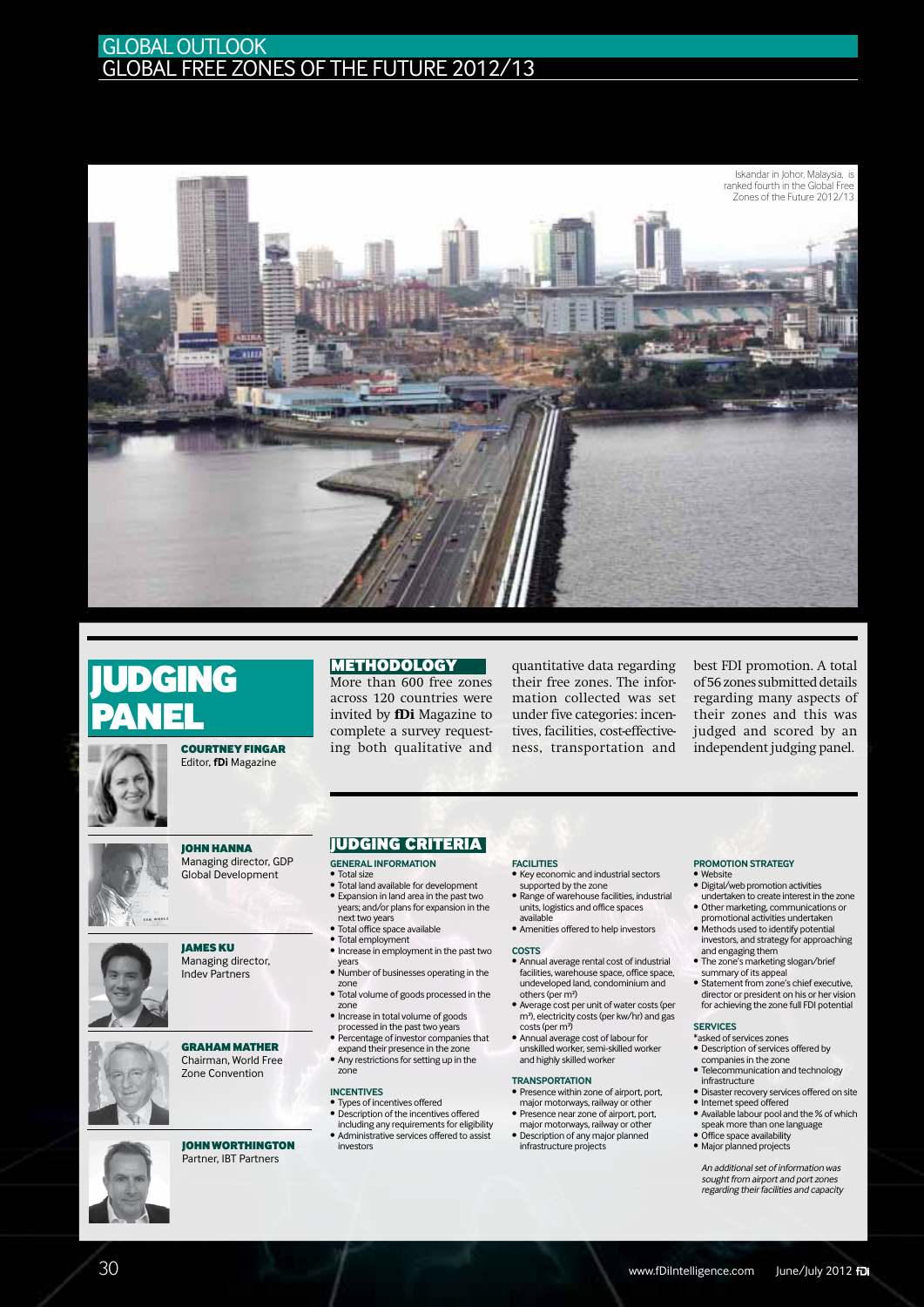# GLOBAL OUTLOOK
## GLOBAL FREE ZONES OF THE FUTURE 2012/13

Iskandar in Johor, Malaysia, is ranked fourth in the Global Free Zones of the Future 2012/13

## JUDGING PANEL

**COURTNEY FINGAR**
Editor, **fDi** Magazine

**JOHN HANNA**
Managing director, GDP Global Development

**JAMES KU**
Managing director, Indev Partners

**GRAHAM MATHER**
Chairman, World Free Zone Convention

**JOHN WORTHINGTON**
Partner, IBT Partners

## METHODOLOGY

More than 600 free zones across 120 countries were invited by **fDi** Magazine to complete a survey requesting both qualitative and quantitative data regarding their free zones. The information collected was set under five categories: incentives, facilities, cost-effectiveness, transportation and best FDI promotion. A total of 56 zones submitted details regarding many aspects of their zones and this was judged and scored by an independent judging panel.

## JUDGING CRITERIA

### GENERAL INFORMATION
- Total size
- Total land available for development
- Expansion in land area in the past two years; and/or plans for expansion in the next two years
- Total office space available
- Total employment
- Increase in employment in the past two years
- Number of businesses operating in the zone
- Total volume of goods processed in the zone
- Increase in total volume of goods processed in the past two years
- Percentage of investor companies that expand their presence in the zone
- Any restrictions for setting up in the zone

### INCENTIVES
- Types of incentives offered
- Description of the incentives offered including any requirements for eligibility
- Administrative services offered to assist investors

### FACILITIES
- Key economic and industrial sectors supported by the zone
- Range of warehouse facilities, industrial units, logistics and office spaces available
- Amenities offered to help investors

### COSTS
- Annual average rental cost of industrial facilities, warehouse space, office space, undeveloped land, condominium and others (per m²)
- Average cost per unit of water costs (per m³), electricity costs (per kw/hr) and gas costs (per m³)
- Annual average cost of labour for unskilled worker, semi-skilled worker and highly skilled worker

### TRANSPORTATION
- Presence within zone of airport, port, major motorways, railway or other
- Presence near zone of airport, port, major motorways, railway or other
- Description of any major planned infrastructure projects

### PROMOTION STRATEGY
- Website
- Digital/web promotion activities undertaken to create interest in the zone
- Other marketing, communications or promotional activities undertaken
- Methods used to identify potential investors, and strategy for approaching and engaging them
- The zone's marketing slogan/brief summary of its appeal
- Statement from zone's chief executive, director or president on his or her vision for achieving the zone full FDI potential

### SERVICES
*asked of services zones
- Description of services offered by companies in the zone
- Telecommunication and technology infrastructure
- Disaster recovery services offered on site
- Internet speed offered
- Available labour pool and the % of which speak more than one language
- Office space availability
- Major planned projects

*An additional set of information was sought from airport and port zones regarding their facilities and capacity*